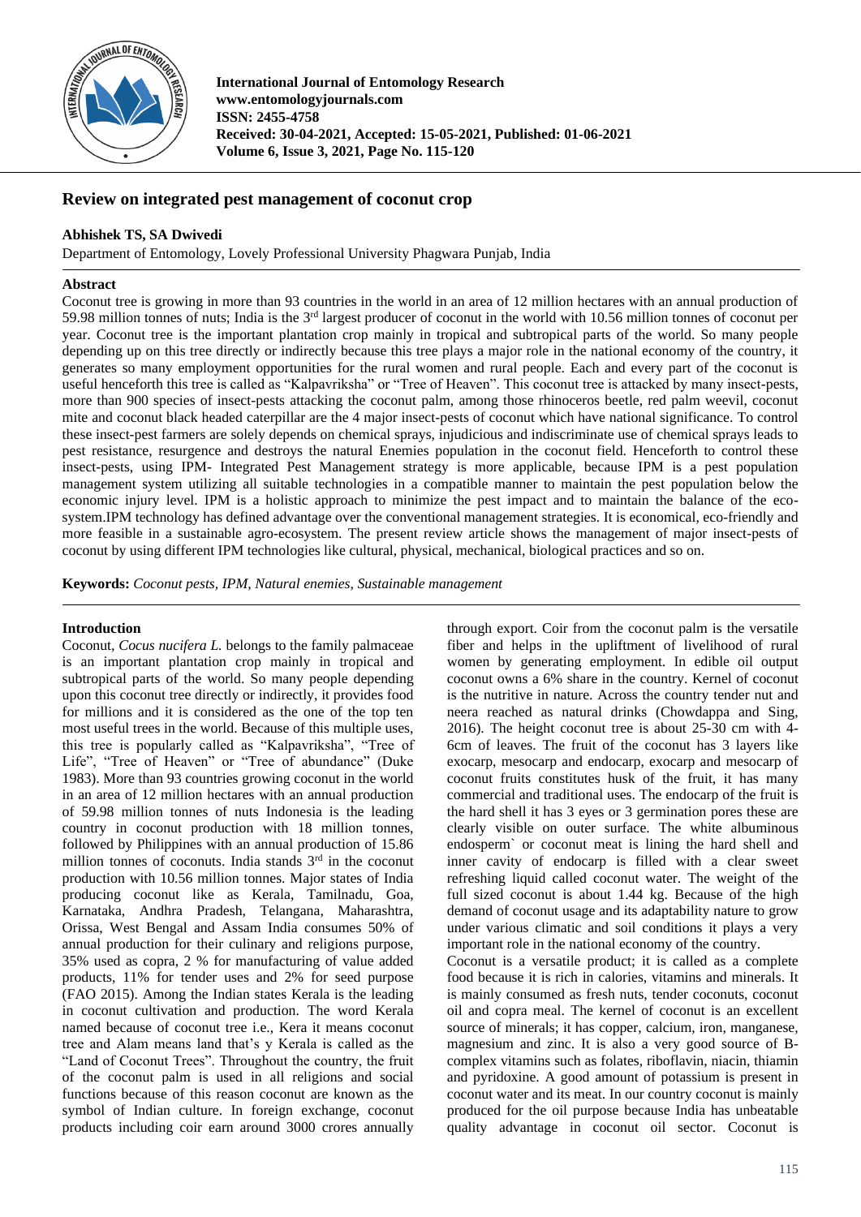**International Journal of Entomology Research**
**www.entomologyjournals.com**
**ISSN: 2455-4758**
**Received: 30-04-2021, Accepted: 15-05-2021, Published: 01-06-2021**
**Volume 6, Issue 3, 2021, Page No. 115-120**

# Review on integrated pest management of coconut crop

**Abhishek TS, SA Dwivedi**

Department of Entomology, Lovely Professional University Phagwara Punjab, India

## Abstract

Coconut tree is growing in more than 93 countries in the world in an area of 12 million hectares with an annual production of 59.98 million tonnes of nuts; India is the 3rd largest producer of coconut in the world with 10.56 million tonnes of coconut per year. Coconut tree is the important plantation crop mainly in tropical and subtropical parts of the world. So many people depending up on this tree directly or indirectly because this tree plays a major role in the national economy of the country, it generates so many employment opportunities for the rural women and rural people. Each and every part of the coconut is useful henceforth this tree is called as "Kalpavriksha" or "Tree of Heaven". This coconut tree is attacked by many insect-pests, more than 900 species of insect-pests attacking the coconut palm, among those rhinoceros beetle, red palm weevil, coconut mite and coconut black headed caterpillar are the 4 major insect-pests of coconut which have national significance. To control these insect-pest farmers are solely depends on chemical sprays, injudicious and indiscriminate use of chemical sprays leads to pest resistance, resurgence and destroys the natural Enemies population in the coconut field. Henceforth to control these insect-pests, using IPM- Integrated Pest Management strategy is more applicable, because IPM is a pest population management system utilizing all suitable technologies in a compatible manner to maintain the pest population below the economic injury level. IPM is a holistic approach to minimize the pest impact and to maintain the balance of the eco-system.IPM technology has defined advantage over the conventional management strategies. It is economical, eco-friendly and more feasible in a sustainable agro-ecosystem. The present review article shows the management of major insect-pests of coconut by using different IPM technologies like cultural, physical, mechanical, biological practices and so on.

**Keywords:** *Coconut pests, IPM, Natural enemies, Sustainable management*

## Introduction

Coconut, *Cocus nucifera L.* belongs to the family palmaceae is an important plantation crop mainly in tropical and subtropical parts of the world. So many people depending upon this coconut tree directly or indirectly, it provides food for millions and it is considered as the one of the top ten most useful trees in the world. Because of this multiple uses, this tree is popularly called as "Kalpavriksha", "Tree of Life", "Tree of Heaven" or "Tree of abundance" (Duke 1983). More than 93 countries growing coconut in the world in an area of 12 million hectares with an annual production of 59.98 million tonnes of nuts Indonesia is the leading country in coconut production with 18 million tonnes, followed by Philippines with an annual production of 15.86 million tonnes of coconuts. India stands 3rd in the coconut production with 10.56 million tonnes. Major states of India producing coconut like as Kerala, Tamilnadu, Goa, Karnataka, Andhra Pradesh, Telangana, Maharashtra, Orissa, West Bengal and Assam India consumes 50% of annual production for their culinary and religions purpose, 35% used as copra, 2 % for manufacturing of value added products, 11% for tender uses and 2% for seed purpose (FAO 2015). Among the Indian states Kerala is the leading in coconut cultivation and production. The word Kerala named because of coconut tree i.e., Kera it means coconut tree and Alam means land that's y Kerala is called as the "Land of Coconut Trees". Throughout the country, the fruit of the coconut palm is used in all religions and social functions because of this reason coconut are known as the symbol of Indian culture. In foreign exchange, coconut products including coir earn around 3000 crores annually through export. Coir from the coconut palm is the versatile fiber and helps in the upliftment of livelihood of rural women by generating employment. In edible oil output coconut owns a 6% share in the country. Kernel of coconut is the nutritive in nature. Across the country tender nut and neera reached as natural drinks (Chowdappa and Sing, 2016). The height coconut tree is about 25-30 cm with 4-6cm of leaves. The fruit of the coconut has 3 layers like exocarp, mesocarp and endocarp, exocarp and mesocarp of coconut fruits constitutes husk of the fruit, it has many commercial and traditional uses. The endocarp of the fruit is the hard shell it has 3 eyes or 3 germination pores these are clearly visible on outer surface. The white albuminous endosperm` or coconut meat is lining the hard shell and inner cavity of endocarp is filled with a clear sweet refreshing liquid called coconut water. The weight of the full sized coconut is about 1.44 kg. Because of the high demand of coconut usage and its adaptability nature to grow under various climatic and soil conditions it plays a very important role in the national economy of the country.

Coconut is a versatile product; it is called as a complete food because it is rich in calories, vitamins and minerals. It is mainly consumed as fresh nuts, tender coconuts, coconut oil and copra meal. The kernel of coconut is an excellent source of minerals; it has copper, calcium, iron, manganese, magnesium and zinc. It is also a very good source of B-complex vitamins such as folates, riboflavin, niacin, thiamin and pyridoxine. A good amount of potassium is present in coconut water and its meat. In our country coconut is mainly produced for the oil purpose because India has unbeatable quality advantage in coconut oil sector. Coconut is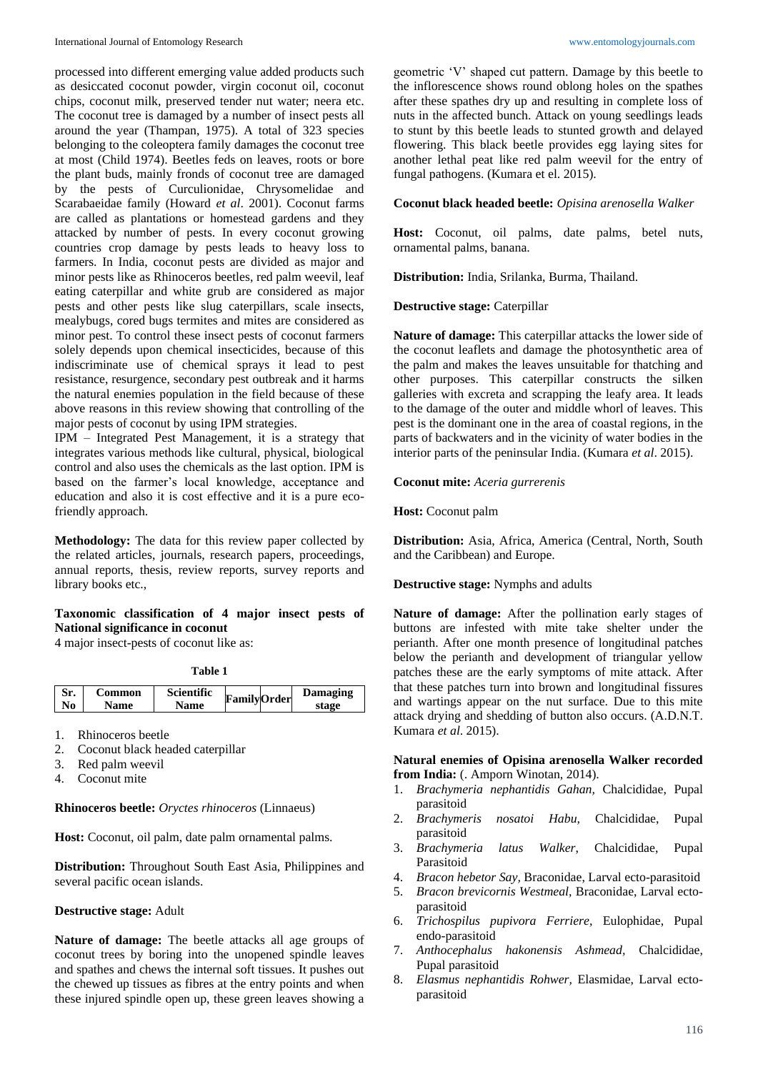processed into different emerging value added products such as desiccated coconut powder, virgin coconut oil, coconut chips, coconut milk, preserved tender nut water; neera etc. The coconut tree is damaged by a number of insect pests all around the year (Thampan, 1975). A total of 323 species belonging to the coleoptera family damages the coconut tree at most (Child 1974). Beetles feds on leaves, roots or bore the plant buds, mainly fronds of coconut tree are damaged by the pests of Curculionidae, Chrysomelidae and Scarabaeidae family (Howard *et al*. 2001). Coconut farms are called as plantations or homestead gardens and they attacked by number of pests. In every coconut growing countries crop damage by pests leads to heavy loss to farmers. In India, coconut pests are divided as major and minor pests like as Rhinoceros beetles, red palm weevil, leaf eating caterpillar and white grub are considered as major pests and other pests like slug caterpillars, scale insects, mealybugs, cored bugs termites and mites are considered as minor pest. To control these insect pests of coconut farmers solely depends upon chemical insecticides, because of this indiscriminate use of chemical sprays it lead to pest resistance, resurgence, secondary pest outbreak and it harms the natural enemies population in the field because of these above reasons in this review showing that controlling of the major pests of coconut by using IPM strategies.

IPM – Integrated Pest Management, it is a strategy that integrates various methods like cultural, physical, biological control and also uses the chemicals as the last option. IPM is based on the farmer's local knowledge, acceptance and education and also it is cost effective and it is a pure eco-friendly approach.

**Methodology:** The data for this review paper collected by the related articles, journals, research papers, proceedings, annual reports, thesis, review reports, survey reports and library books etc.,

**Taxonomic classification of 4 major insect pests of National significance in coconut**

4 major insect-pests of coconut like as:

**Table 1**

| Sr. No | Common Name | Scientific Name | Family | Order | Damaging stage |
|---|---|---|---|---|---|

1. Rhinoceros beetle
2. Coconut black headed caterpillar
3. Red palm weevil
4. Coconut mite

**Rhinoceros beetle:** *Oryctes rhinoceros* (Linnaeus)

**Host:** Coconut, oil palm, date palm ornamental palms.

**Distribution:** Throughout South East Asia, Philippines and several pacific ocean islands.

**Destructive stage:** Adult

**Nature of damage:** The beetle attacks all age groups of coconut trees by boring into the unopened spindle leaves and spathes and chews the internal soft tissues. It pushes out the chewed up tissues as fibres at the entry points and when these injured spindle open up, these green leaves showing a geometric 'V' shaped cut pattern. Damage by this beetle to the inflorescence shows round oblong holes on the spathes after these spathes dry up and resulting in complete loss of nuts in the affected bunch. Attack on young seedlings leads to stunt by this beetle leads to stunted growth and delayed flowering. This black beetle provides egg laying sites for another lethal peat like red palm weevil for the entry of fungal pathogens. (Kumara et el. 2015).

**Coconut black headed beetle:** *Opisina arenosella Walker*

**Host:** Coconut, oil palms, date palms, betel nuts, ornamental palms, banana.

**Distribution:** India, Srilanka, Burma, Thailand.

**Destructive stage:** Caterpillar

**Nature of damage:** This caterpillar attacks the lower side of the coconut leaflets and damage the photosynthetic area of the palm and makes the leaves unsuitable for thatching and other purposes. This caterpillar constructs the silken galleries with excreta and scrapping the leafy area. It leads to the damage of the outer and middle whorl of leaves. This pest is the dominant one in the area of coastal regions, in the parts of backwaters and in the vicinity of water bodies in the interior parts of the peninsular India. (Kumara *et al*. 2015).

**Coconut mite:** *Aceria gurrerenis*

**Host:** Coconut palm

**Distribution:** Asia, Africa, America (Central, North, South and the Caribbean) and Europe.

**Destructive stage:** Nymphs and adults

**Nature of damage:** After the pollination early stages of buttons are infested with mite take shelter under the perianth. After one month presence of longitudinal patches below the perianth and development of triangular yellow patches these are the early symptoms of mite attack. After that these patches turn into brown and longitudinal fissures and wartings appear on the nut surface. Due to this mite attack drying and shedding of button also occurs. (A.D.N.T. Kumara *et al*. 2015).

**Natural enemies of Opisina arenosella Walker recorded from India:** (. Amporn Winotan, 2014).

1. *Brachymeria nephantidis Gahan,* Chalcididae, Pupal parasitoid
2. *Brachymeris nosatoi Habu,* Chalcididae, Pupal parasitoid
3. *Brachymeria latus Walker,* Chalcididae, Pupal Parasitoid
4. *Bracon hebetor Say,* Braconidae, Larval ecto-parasitoid
5. *Bracon brevicornis Westmeal,* Braconidae, Larval ecto-parasitoid
6. *Trichospilus pupivora Ferriere,* Eulophidae, Pupal endo-parasitoid
7. *Anthocephalus hakonensis Ashmead,* Chalcididae, Pupal parasitoid
8. *Elasmus nephantidis Rohwer,* Elasmidae, Larval ecto-parasitoid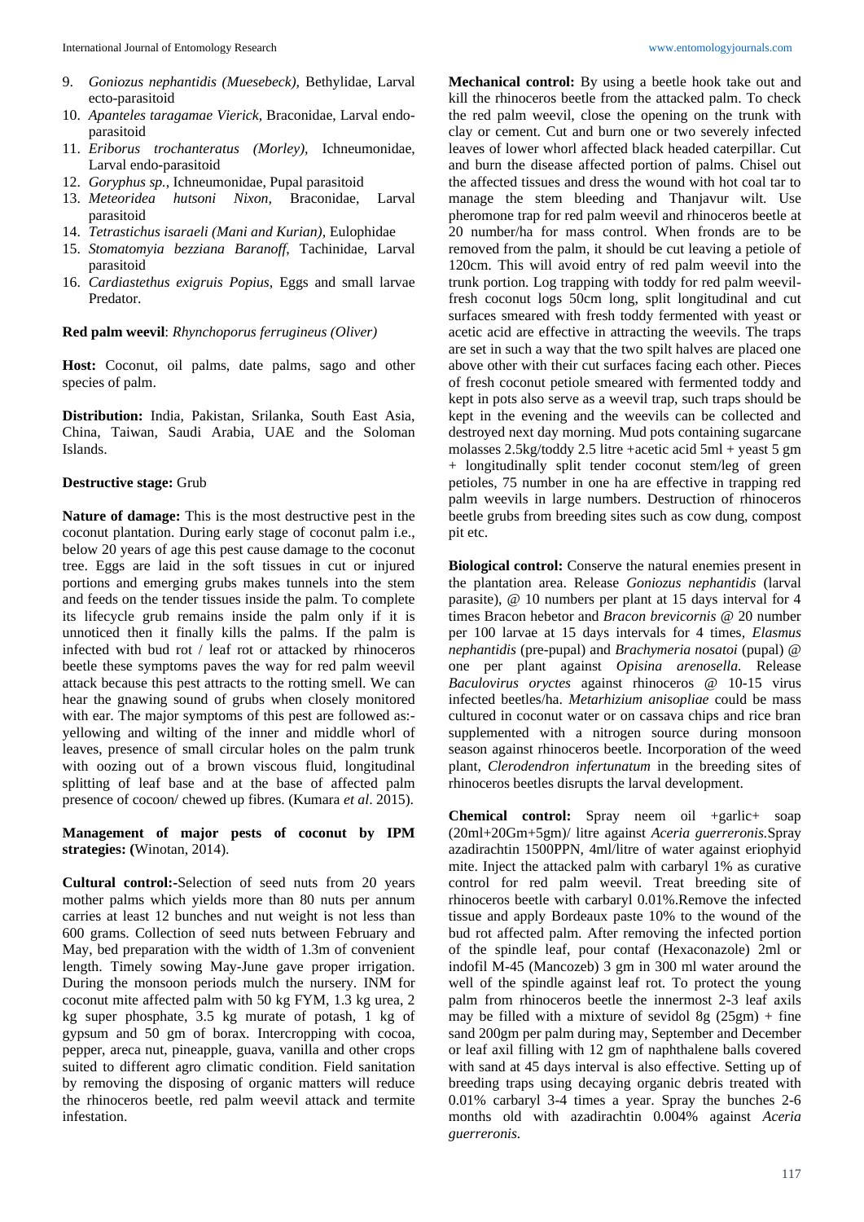9. *Goniozus nephantidis (Muesebeck),* Bethylidae, Larval ecto-parasitoid
10. *Apanteles taragamae Vierick,* Braconidae, Larval endo-parasitoid
11. *Eriborus trochanteratus (Morley),* Ichneumonidae, Larval endo-parasitoid
12. *Goryphus sp.,* Ichneumonidae, Pupal parasitoid
13. *Meteoridea hutsoni Nixon,* Braconidae, Larval parasitoid
14. *Tetrastichus isaraeli (Mani and Kurian),* Eulophidae
15. *Stomatomyia bezziana Baranoff,* Tachinidae, Larval parasitoid
16. *Cardiastethus exigruis Popius,* Eggs and small larvae Predator.

**Red palm weevil**: *Rhynchoporus ferrugineus (Oliver)*

**Host:** Coconut, oil palms, date palms, sago and other species of palm.

**Distribution:** India, Pakistan, Srilanka, South East Asia, China, Taiwan, Saudi Arabia, UAE and the Soloman Islands.

**Destructive stage:** Grub

**Nature of damage:** This is the most destructive pest in the coconut plantation. During early stage of coconut palm i.e., below 20 years of age this pest cause damage to the coconut tree. Eggs are laid in the soft tissues in cut or injured portions and emerging grubs makes tunnels into the stem and feeds on the tender tissues inside the palm. To complete its lifecycle grub remains inside the palm only if it is unnoticed then it finally kills the palms. If the palm is infected with bud rot / leaf rot or attacked by rhinoceros beetle these symptoms paves the way for red palm weevil attack because this pest attracts to the rotting smell. We can hear the gnawing sound of grubs when closely monitored with ear. The major symptoms of this pest are followed as:- yellowing and wilting of the inner and middle whorl of leaves, presence of small circular holes on the palm trunk with oozing out of a brown viscous fluid, longitudinal splitting of leaf base and at the base of affected palm presence of cocoon/ chewed up fibres. (Kumara *et al*. 2015).

**Management of major pests of coconut by IPM strategies: (**Winotan, 2014).

**Cultural control:-**Selection of seed nuts from 20 years mother palms which yields more than 80 nuts per annum carries at least 12 bunches and nut weight is not less than 600 grams. Collection of seed nuts between February and May, bed preparation with the width of 1.3m of convenient length. Timely sowing May-June gave proper irrigation. During the monsoon periods mulch the nursery. INM for coconut mite affected palm with 50 kg FYM, 1.3 kg urea, 2 kg super phosphate, 3.5 kg murate of potash, 1 kg of gypsum and 50 gm of borax. Intercropping with cocoa, pepper, areca nut, pineapple, guava, vanilla and other crops suited to different agro climatic condition. Field sanitation by removing the disposing of organic matters will reduce the rhinoceros beetle, red palm weevil attack and termite infestation.

**Mechanical control:** By using a beetle hook take out and kill the rhinoceros beetle from the attacked palm. To check the red palm weevil, close the opening on the trunk with clay or cement. Cut and burn one or two severely infected leaves of lower whorl affected black headed caterpillar. Cut and burn the disease affected portion of palms. Chisel out the affected tissues and dress the wound with hot coal tar to manage the stem bleeding and Thanjavur wilt. Use pheromone trap for red palm weevil and rhinoceros beetle at 20 number/ha for mass control. When fronds are to be removed from the palm, it should be cut leaving a petiole of 120cm. This will avoid entry of red palm weevil into the trunk portion. Log trapping with toddy for red palm weevil- fresh coconut logs 50cm long, split longitudinal and cut surfaces smeared with fresh toddy fermented with yeast or acetic acid are effective in attracting the weevils. The traps are set in such a way that the two spilt halves are placed one above other with their cut surfaces facing each other. Pieces of fresh coconut petiole smeared with fermented toddy and kept in pots also serve as a weevil trap, such traps should be kept in the evening and the weevils can be collected and destroyed next day morning. Mud pots containing sugarcane molasses 2.5kg/toddy 2.5 litre +acetic acid 5ml + yeast 5 gm + longitudinally split tender coconut stem/leg of green petioles, 75 number in one ha are effective in trapping red palm weevils in large numbers. Destruction of rhinoceros beetle grubs from breeding sites such as cow dung, compost pit etc.

**Biological control:** Conserve the natural enemies present in the plantation area. Release *Goniozus nephantidis* (larval parasite), @ 10 numbers per plant at 15 days interval for 4 times Bracon hebetor and *Bracon brevicornis* @ 20 number per 100 larvae at 15 days intervals for 4 times, *Elasmus nephantidis* (pre-pupal) and *Brachymeria nosatoi* (pupal) @ one per plant against *Opisina arenosella.* Release *Baculovirus oryctes* against rhinoceros @ 10-15 virus infected beetles/ha. *Metarhizium anisopliae* could be mass cultured in coconut water or on cassava chips and rice bran supplemented with a nitrogen source during monsoon season against rhinoceros beetle. Incorporation of the weed plant, *Clerodendron infertunatum* in the breeding sites of rhinoceros beetles disrupts the larval development.

**Chemical control:** Spray neem oil +garlic+ soap (20ml+20Gm+5gm)/ litre against *Aceria guerreronis.*Spray azadirachtin 1500PPN, 4ml/litre of water against eriophyid mite. Inject the attacked palm with carbaryl 1% as curative control for red palm weevil. Treat breeding site of rhinoceros beetle with carbaryl 0.01%.Remove the infected tissue and apply Bordeaux paste 10% to the wound of the bud rot affected palm. After removing the infected portion of the spindle leaf, pour contaf (Hexaconazole) 2ml or indofil M-45 (Mancozeb) 3 gm in 300 ml water around the well of the spindle against leaf rot. To protect the young palm from rhinoceros beetle the innermost 2-3 leaf axils may be filled with a mixture of sevidol 8g (25gm) + fine sand 200gm per palm during may, September and December or leaf axil filling with 12 gm of naphthalene balls covered with sand at 45 days interval is also effective. Setting up of breeding traps using decaying organic debris treated with 0.01% carbaryl 3-4 times a year. Spray the bunches 2-6 months old with azadirachtin 0.004% against *Aceria guerreronis.*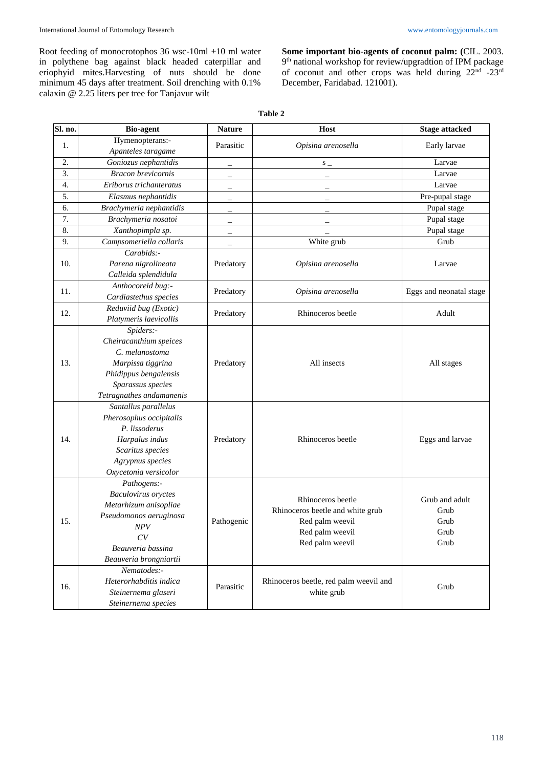Root feeding of monocrotophos 36 wsc-10ml +10 ml water in polythene bag against black headed caterpillar and eriophyid mites.Harvesting of nuts should be done minimum 45 days after treatment. Soil drenching with 0.1% calaxin @ 2.25 liters per tree for Tanjavur wilt

**Some important bio-agents of coconut palm: (**CIL. 2003. 9th national workshop for review/upgradtion of IPM package of coconut and other crops was held during 22nd -23rd December, Faridabad. 121001).

**Table 2**

| Sl. no. | Bio-agent | Nature | Host | Stage attacked |
|---|---|---|---|---|
| 1. | Hymenopterans:- *Apanteles taragame* | Parasitic | *Opisina arenosella* | Early larvae |
| 2. | *Goniozus nephantidis* | _ | s _ | Larvae |
| 3. | *Bracon brevicornis* | _ | _ | Larvae |
| 4. | *Eriborus trichanteratus* | _ | _ | Larvae |
| 5. | *Elasmus nephantidis* | _ | _ | Pre-pupal stage |
| 6. | *Brachymeria nephantidis* | _ | _ | Pupal stage |
| 7. | *Brachymeria nosatoi* | _ | _ | Pupal stage |
| 8. | *Xanthopimpla sp.* | _ | _ | Pupal stage |
| 9. | *Campsomeriella collaris* | _ | White grub | Grub |
| 10. | *Carabids:-* *Parena nigrolineata* *Calleida splendidula* | Predatory | *Opisina arenosella* | Larvae |
| 11. | *Anthocoreid bug:-* *Cardiastethus species* | Predatory | *Opisina arenosella* | Eggs and neonatal stage |
| 12. | *Reduviid bug (Exotic)* *Platymeris laevicollis* | Predatory | Rhinoceros beetle | Adult |
| 13. | *Spiders:-* *Cheiracanthium speices* *C. melanostoma* *Marpissa tiggrina* *Phidippus bengalensis* *Sparassus species* *Tetragnathes andamanenis* | Predatory | All insects | All stages |
| 14. | *Santallus parallelus* *Pherosophus occipitalis* *P. lissoderus* *Harpalus indus* *Scaritus species* *Agrypnus species* *Oxycetonia versicolor* | Predatory | Rhinoceros beetle | Eggs and larvae |
| 15. | *Pathogens:-* *Baculovirus oryctes* *Metarhizum anisopliae* *Pseudomonos aeruginosa* *NPV* *CV* *Beauveria bassina* *Beauveria brongniartii* | Pathogenic | Rhinoceros beetle; Rhinoceros beetle and white grub; Red palm weevil; Red palm weevil; Red palm weevil | Grub and adult; Grub; Grub; Grub; Grub |
| 16. | *Nematodes:-* *Heterorhabditis indica* *Steinernema glaseri* *Steinernema species* | Parasitic | Rhinoceros beetle, red palm weevil and white grub | Grub |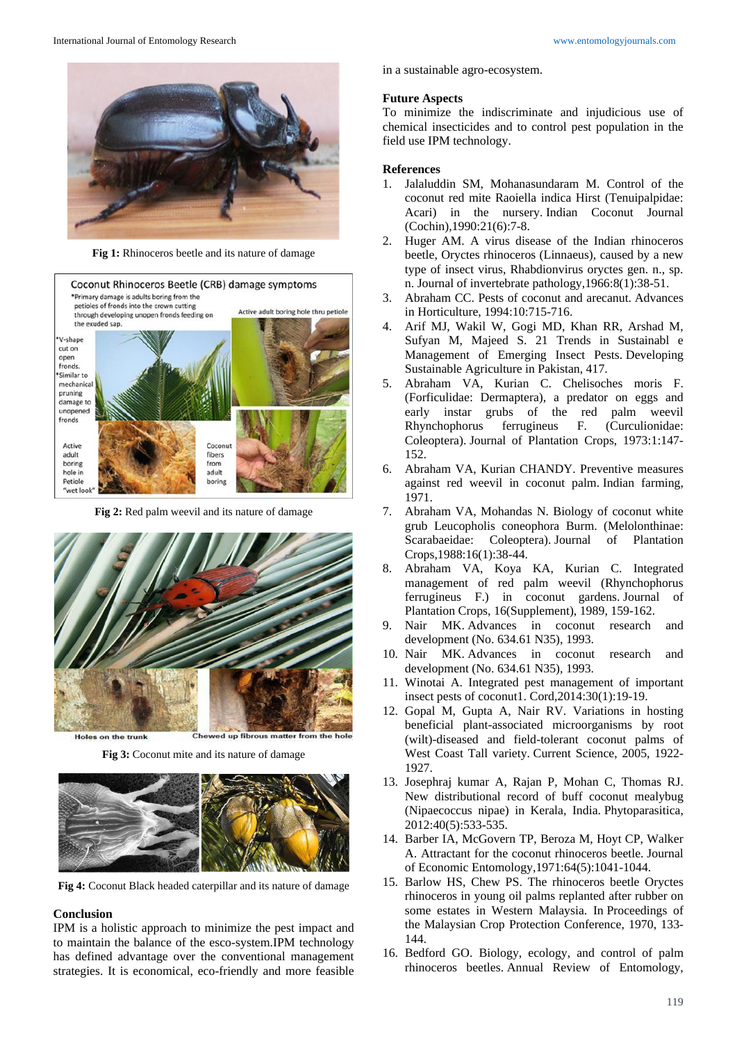Fig 1: Rhinoceros beetle and its nature of damage

Fig 2: Red palm weevil and its nature of damage

Fig 3: Coconut mite and its nature of damage

Fig 4: Coconut Black headed caterpillar and its nature of damage

## Conclusion

IPM is a holistic approach to minimize the pest impact and to maintain the balance of the esco-system.IPM technology has defined advantage over the conventional management strategies. It is economical, eco-friendly and more feasible in a sustainable agro-ecosystem.

## Future Aspects

To minimize the indiscriminate and injudicious use of chemical insecticides and to control pest population in the field use IPM technology.

## References

1. Jalaluddin SM, Mohanasundaram M. Control of the coconut red mite Raoiella indica Hirst (Tenuipalpidae: Acari) in the nursery. Indian Coconut Journal (Cochin),1990:21(6):7-8.
2. Huger AM. A virus disease of the Indian rhinoceros beetle, Oryctes rhinoceros (Linnaeus), caused by a new type of insect virus, Rhabdionvirus oryctes gen. n., sp. n. Journal of invertebrate pathology,1966:8(1):38-51.
3. Abraham CC. Pests of coconut and arecanut. Advances in Horticulture, 1994:10:715-716.
4. Arif MJ, Wakil W, Gogi MD, Khan RR, Arshad M, Sufyan M, Majeed S. 21 Trends in Sustainabl e Management of Emerging Insect Pests. Developing Sustainable Agriculture in Pakistan, 417.
5. Abraham VA, Kurian C. Chelisoches moris F. (Forficulidae: Dermaptera), a predator on eggs and early instar grubs of the red palm weevil Rhynchophorus ferrugineus F. (Curculionidae: Coleoptera). Journal of Plantation Crops, 1973:1:147-152.
6. Abraham VA, Kurian CHANDY. Preventive measures against red weevil in coconut palm. Indian farming, 1971.
7. Abraham VA, Mohandas N. Biology of coconut white grub Leucopholis coneophora Burm. (Melolonthinae: Scarabaeidae: Coleoptera). Journal of Plantation Crops,1988:16(1):38-44.
8. Abraham VA, Koya KA, Kurian C. Integrated management of red palm weevil (Rhynchophorus ferrugineus F.) in coconut gardens. Journal of Plantation Crops, 16(Supplement), 1989, 159-162.
9. Nair MK. Advances in coconut research and development (No. 634.61 N35), 1993.
10. Nair MK. Advances in coconut research and development (No. 634.61 N35), 1993.
11. Winotai A. Integrated pest management of important insect pests of coconut1. Cord,2014:30(1):19-19.
12. Gopal M, Gupta A, Nair RV. Variations in hosting beneficial plant-associated microorganisms by root (wilt)-diseased and field-tolerant coconut palms of West Coast Tall variety. Current Science, 2005, 1922-1927.
13. Josephraj kumar A, Rajan P, Mohan C, Thomas RJ. New distributional record of buff coconut mealybug (Nipaecoccus nipae) in Kerala, India. Phytoparasitica, 2012:40(5):533-535.
14. Barber IA, McGovern TP, Beroza M, Hoyt CP, Walker A. Attractant for the coconut rhinoceros beetle. Journal of Economic Entomology,1971:64(5):1041-1044.
15. Barlow HS, Chew PS. The rhinoceros beetle Oryctes rhinoceros in young oil palms replanted after rubber on some estates in Western Malaysia. In Proceedings of the Malaysian Crop Protection Conference, 1970, 133-144.
16. Bedford GO. Biology, ecology, and control of palm rhinoceros beetles. Annual Review of Entomology,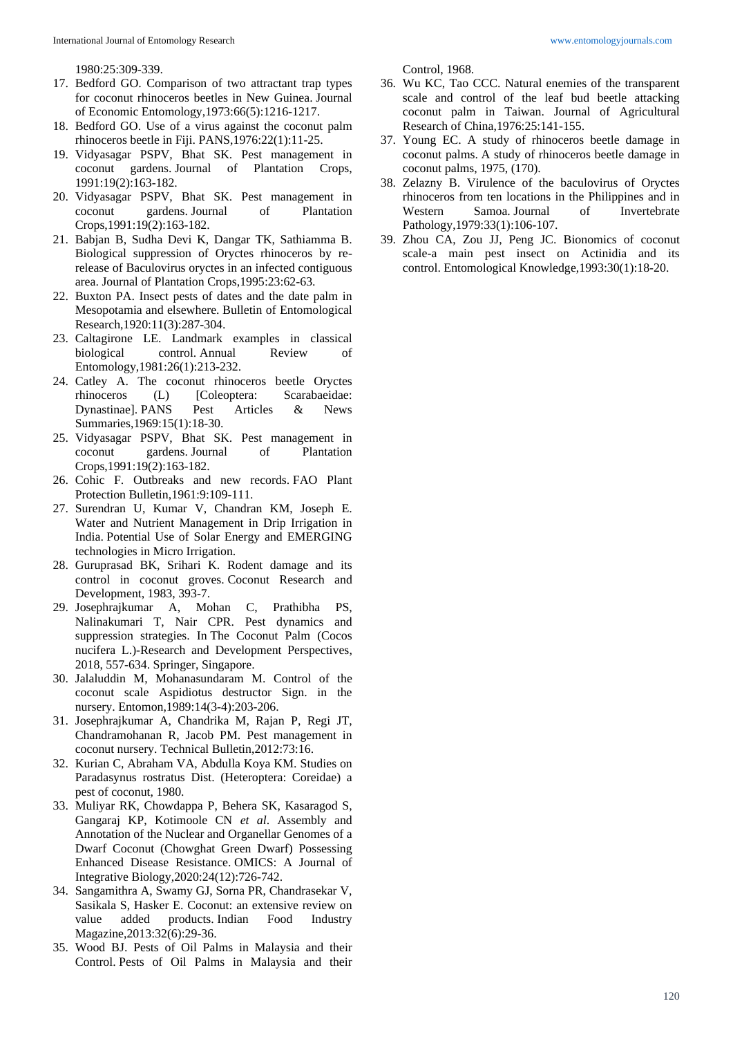1980:25:309-339.

17. Bedford GO. Comparison of two attractant trap types for coconut rhinoceros beetles in New Guinea. Journal of Economic Entomology,1973:66(5):1216-1217.
18. Bedford GO. Use of a virus against the coconut palm rhinoceros beetle in Fiji. PANS,1976:22(1):11-25.
19. Vidyasagar PSPV, Bhat SK. Pest management in coconut gardens. Journal of Plantation Crops, 1991:19(2):163-182.
20. Vidyasagar PSPV, Bhat SK. Pest management in coconut gardens. Journal of Plantation Crops,1991:19(2):163-182.
21. Babjan B, Sudha Devi K, Dangar TK, Sathiamma B. Biological suppression of Oryctes rhinoceros by re-release of Baculovirus oryctes in an infected contiguous area. Journal of Plantation Crops,1995:23:62-63.
22. Buxton PA. Insect pests of dates and the date palm in Mesopotamia and elsewhere. Bulletin of Entomological Research,1920:11(3):287-304.
23. Caltagirone LE. Landmark examples in classical biological control. Annual Review of Entomology,1981:26(1):213-232.
24. Catley A. The coconut rhinoceros beetle Oryctes rhinoceros (L) [Coleoptera: Scarabaeidae: Dynastinae]. PANS Pest Articles & News Summaries,1969:15(1):18-30.
25. Vidyasagar PSPV, Bhat SK. Pest management in coconut gardens. Journal of Plantation Crops,1991:19(2):163-182.
26. Cohic F. Outbreaks and new records. FAO Plant Protection Bulletin,1961:9:109-111.
27. Surendran U, Kumar V, Chandran KM, Joseph E. Water and Nutrient Management in Drip Irrigation in India. Potential Use of Solar Energy and EMERGING technologies in Micro Irrigation.
28. Guruprasad BK, Srihari K. Rodent damage and its control in coconut groves. Coconut Research and Development, 1983, 393-7.
29. Josephrajkumar A, Mohan C, Prathibha PS, Nalinakumari T, Nair CPR. Pest dynamics and suppression strategies. In The Coconut Palm (Cocos nucifera L.)-Research and Development Perspectives, 2018, 557-634. Springer, Singapore.
30. Jalaluddin M, Mohanasundaram M. Control of the coconut scale Aspidiotus destructor Sign. in the nursery. Entomon,1989:14(3-4):203-206.
31. Josephrajkumar A, Chandrika M, Rajan P, Regi JT, Chandramohanan R, Jacob PM. Pest management in coconut nursery. Technical Bulletin,2012:73:16.
32. Kurian C, Abraham VA, Abdulla Koya KM. Studies on Paradasynus rostratus Dist. (Heteroptera: Coreidae) a pest of coconut, 1980.
33. Muliyar RK, Chowdappa P, Behera SK, Kasaragod S, Gangaraj KP, Kotimoole CN *et al*. Assembly and Annotation of the Nuclear and Organellar Genomes of a Dwarf Coconut (Chowghat Green Dwarf) Possessing Enhanced Disease Resistance. OMICS: A Journal of Integrative Biology,2020:24(12):726-742.
34. Sangamithra A, Swamy GJ, Sorna PR, Chandrasekar V, Sasikala S, Hasker E. Coconut: an extensive review on value added products. Indian Food Industry Magazine,2013:32(6):29-36.
35. Wood BJ. Pests of Oil Palms in Malaysia and their Control. Pests of Oil Palms in Malaysia and their Control, 1968.
36. Wu KC, Tao CCC. Natural enemies of the transparent scale and control of the leaf bud beetle attacking coconut palm in Taiwan. Journal of Agricultural Research of China,1976:25:141-155.
37. Young EC. A study of rhinoceros beetle damage in coconut palms. A study of rhinoceros beetle damage in coconut palms, 1975, (170).
38. Zelazny B. Virulence of the baculovirus of Oryctes rhinoceros from ten locations in the Philippines and in Western Samoa. Journal of Invertebrate Pathology,1979:33(1):106-107.
39. Zhou CA, Zou JJ, Peng JC. Bionomics of coconut scale-a main pest insect on Actinidia and its control. Entomological Knowledge,1993:30(1):18-20.